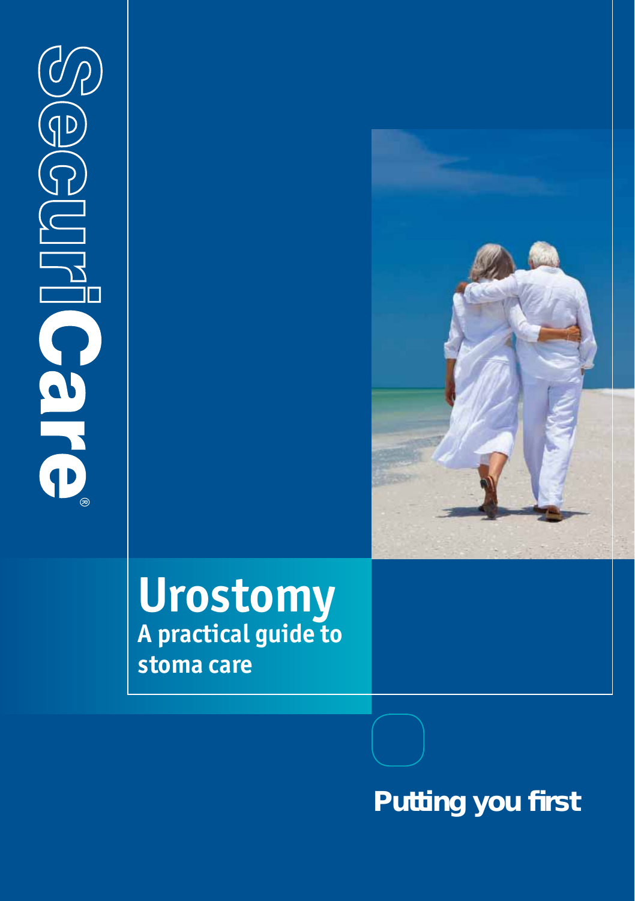SecuriCare®

# Urostomy

## A practical guide to stoma care

**Putting you first**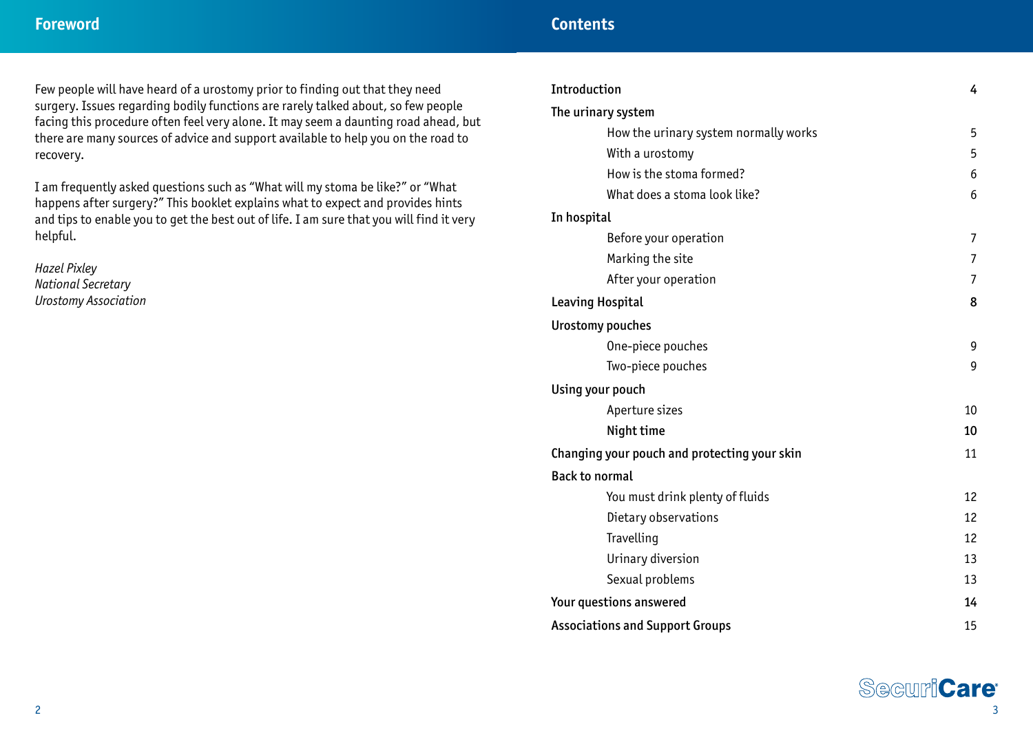## Foreword

Few people will have heard of a urostomy prior to finding out that they need surgery. Issues regarding bodily functions are rarely talked about, so few people facing this procedure often feel very alone. It may seem a daunting road ahead, but there are many sources of advice and support available to help you on the road to recovery.

I am frequently asked questions such as "What will my stoma be like?" or "What happens after surgery?" This booklet explains what to expect and provides hints and tips to enable you to get the best out of life. I am sure that you will find it very helpful.

*Hazel Pixley*
*National Secretary*
*Urostomy Association*

## Contents

| | |
|---|---|
| **Introduction** | 4 |
| **The urinary system** | |
| How the urinary system normally works | 5 |
| With a urostomy | 5 |
| How is the stoma formed? | 6 |
| What does a stoma look like? | 6 |
| **In hospital** | |
| Before your operation | 7 |
| Marking the site | 7 |
| After your operation | 7 |
| **Leaving Hospital** | 8 |
| **Urostomy pouches** | |
| One-piece pouches | 9 |
| Two-piece pouches | 9 |
| **Using your pouch** | |
| Aperture sizes | 10 |
| Night time | 10 |
| **Changing your pouch and protecting your skin** | 11 |
| **Back to normal** | |
| You must drink plenty of fluids | 12 |
| Dietary observations | 12 |
| Travelling | 12 |
| Urinary diversion | 13 |
| Sexual problems | 13 |
| **Your questions answered** | 14 |
| **Associations and Support Groups** | 15 |

SecuriCare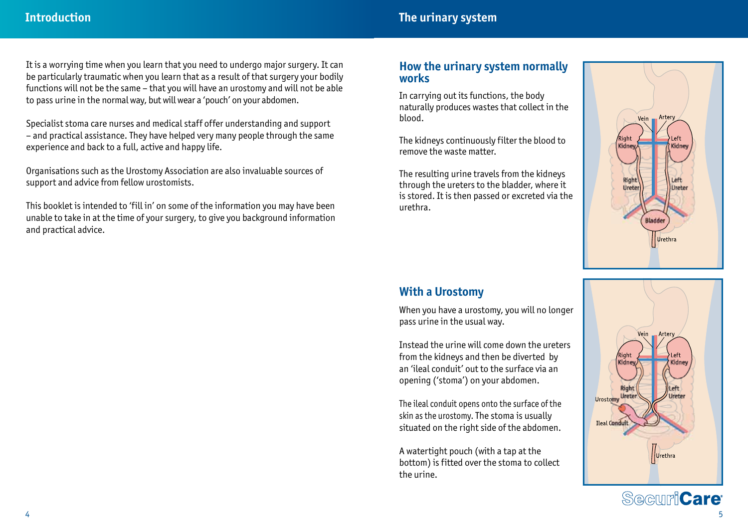## Introduction

It is a worrying time when you learn that you need to undergo major surgery. It can be particularly traumatic when you learn that as a result of that surgery your bodily functions will not be the same – that you will have an urostomy and will not be able to pass urine in the normal way, but will wear a 'pouch' on your abdomen.

Specialist stoma care nurses and medical staff offer understanding and support – and practical assistance. They have helped very many people through the same experience and back to a full, active and happy life.

Organisations such as the Urostomy Association are also invaluable sources of support and advice from fellow urostomists.

This booklet is intended to 'fill in' on some of the information you may have been unable to take in at the time of your surgery, to give you background information and practical advice.

## The urinary system

### How the urinary system normally works

In carrying out its functions, the body naturally produces wastes that collect in the blood.

The kidneys continuously filter the blood to remove the waste matter.

The resulting urine travels from the kidneys through the ureters to the bladder, where it is stored. It is then passed or excreted via the urethra.

Vein, Artery, Right Kidney, Left Kidney, Right Ureter, Left Ureter, Bladder, Urethra

### With a Urostomy

When you have a urostomy, you will no longer pass urine in the usual way.

Instead the urine will come down the ureters from the kidneys and then be diverted by an 'ileal conduit' out to the surface via an opening ('stoma') on your abdomen.

The ileal conduit opens onto the surface of the skin as the urostomy. The stoma is usually situated on the right side of the abdomen.

A watertight pouch (with a tap at the bottom) is fitted over the stoma to collect the urine.

Vein, Artery, Right Kidney, Left Kidney, Right Ureter, Left Ureter, Urostomy, Ileal Conduit, Urethra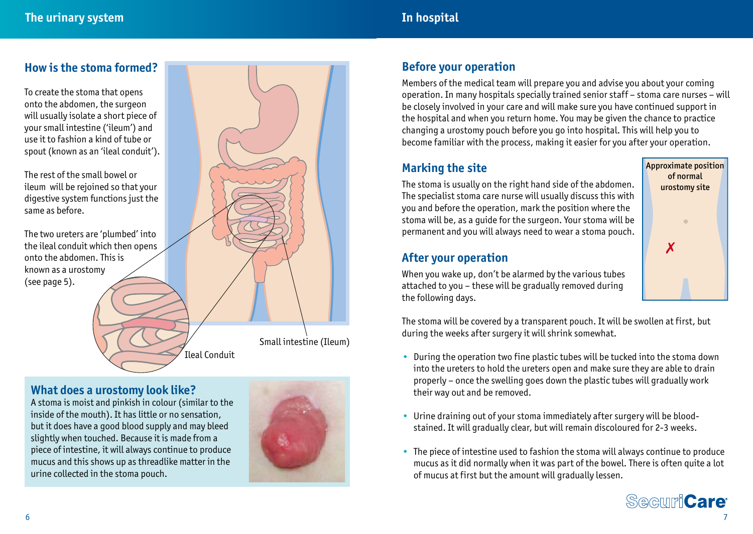## How is the stoma formed?

To create the stoma that opens onto the abdomen, the surgeon will usually isolate a short piece of your small intestine ('ileum') and use it to fashion a kind of tube or spout (known as an 'ileal conduit').

The rest of the small bowel or ileum will be rejoined so that your digestive system functions just the same as before.

The two ureters are 'plumbed' into the ileal conduit which then opens onto the abdomen. This is known as a urostomy (see page 5).

Ileal Conduit

Small intestine (Ileum)

## What does a urostomy look like?

A stoma is moist and pinkish in colour (similar to the inside of the mouth). It has little or no sensation, but it does have a good blood supply and may bleed slightly when touched. Because it is made from a piece of intestine, it will always continue to produce mucus and this shows up as threadlike matter in the urine collected in the stoma pouch.

# In hospital

## Before your operation

Members of the medical team will prepare you and advise you about your coming operation. In many hospitals specially trained senior staff – stoma care nurses – will be closely involved in your care and will make sure you have continued support in the hospital and when you return home. You may be given the chance to practice changing a urostomy pouch before you go into hospital. This will help you to become familiar with the process, making it easier for you after your operation.

## Marking the site

The stoma is usually on the right hand side of the abdomen. The specialist stoma care nurse will usually discuss this with you and before the operation, mark the position where the stoma will be, as a guide for the surgeon. Your stoma will be permanent and you will always need to wear a stoma pouch.

Approximate position of normal urostomy site

## After your operation

When you wake up, don't be alarmed by the various tubes attached to you – these will be gradually removed during the following days.

The stoma will be covered by a transparent pouch. It will be swollen at first, but during the weeks after surgery it will shrink somewhat.

- During the operation two fine plastic tubes will be tucked into the stoma down into the ureters to hold the ureters open and make sure they are able to drain properly – once the swelling goes down the plastic tubes will gradually work their way out and be removed.
- Urine draining out of your stoma immediately after surgery will be blood-stained. It will gradually clear, but will remain discoloured for 2-3 weeks.
- The piece of intestine used to fashion the stoma will always continue to produce mucus as it did normally when it was part of the bowel. There is often quite a lot of mucus at first but the amount will gradually lessen.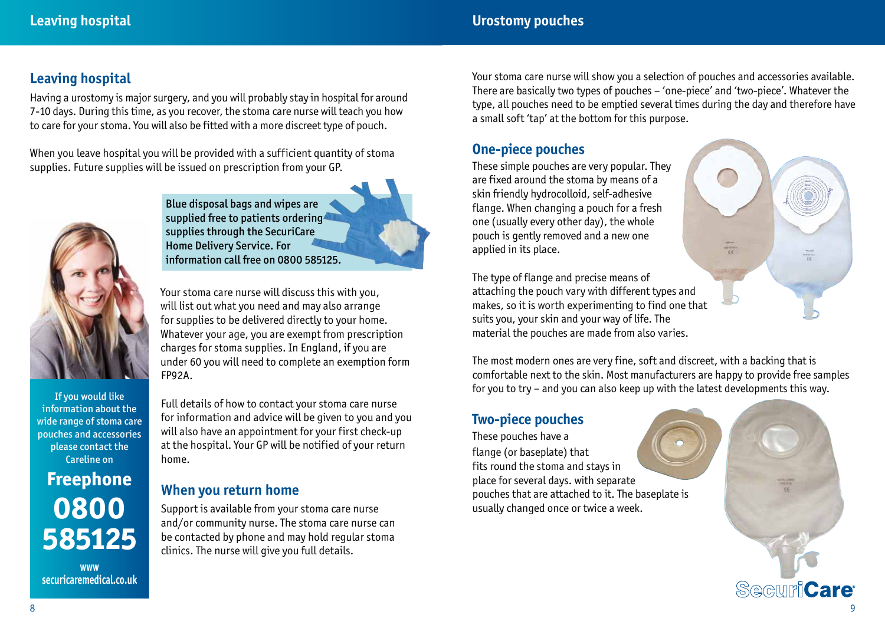## Leaving hospital

Having a urostomy is major surgery, and you will probably stay in hospital for around 7-10 days. During this time, as you recover, the stoma care nurse will teach you how to care for your stoma. You will also be fitted with a more discreet type of pouch.

When you leave hospital you will be provided with a sufficient quantity of stoma supplies. Future supplies will be issued on prescription from your GP.

**Blue disposal bags and wipes are supplied free to patients ordering supplies through the SecuriCare Home Delivery Service. For information call free on 0800 585125.**

Your stoma care nurse will discuss this with you, will list out what you need and may also arrange for supplies to be delivered directly to your home. Whatever your age, you are exempt from prescription charges for stoma supplies. In England, if you are under 60 you will need to complete an exemption form FP92A.

Full details of how to contact your stoma care nurse for information and advice will be given to you and you will also have an appointment for your first check-up at the hospital. Your GP will be notified of your return home.

### When you return home

Support is available from your stoma care nurse and/or community nurse. The stoma care nurse can be contacted by phone and may hold regular stoma clinics. The nurse will give you full details.

If you would like information about the wide range of stoma care pouches and accessories please contact the Careline on

**Freephone 0800 585125**

**www securicaremedical.co.uk**

Your stoma care nurse will show you a selection of pouches and accessories available. There are basically two types of pouches – 'one-piece' and 'two-piece'. Whatever the type, all pouches need to be emptied several times during the day and therefore have a small soft 'tap' at the bottom for this purpose.

### One-piece pouches

These simple pouches are very popular. They are fixed around the stoma by means of a skin friendly hydrocolloid, self-adhesive flange. When changing a pouch for a fresh one (usually every other day), the whole pouch is gently removed and a new one applied in its place.

The type of flange and precise means of attaching the pouch vary with different types and makes, so it is worth experimenting to find one that suits you, your skin and your way of life. The material the pouches are made from also varies.

The most modern ones are very fine, soft and discreet, with a backing that is comfortable next to the skin. Most manufacturers are happy to provide free samples for you to try – and you can also keep up with the latest developments this way.

### Two-piece pouches

These pouches have a flange (or baseplate) that fits round the stoma and stays in place for several days. with separate pouches that are attached to it. The baseplate is usually changed once or twice a week.

SecuriCare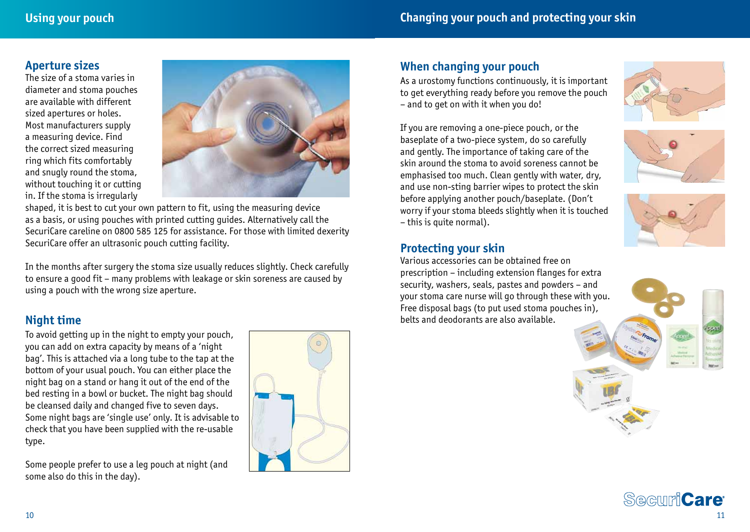## Using your pouch

### Aperture sizes

The size of a stoma varies in diameter and stoma pouches are available with different sized apertures or holes. Most manufacturers supply a measuring device. Find the correct sized measuring ring which fits comfortably and snugly round the stoma, without touching it or cutting in. If the stoma is irregularly shaped, it is best to cut your own pattern to fit, using the measuring device as a basis, or using pouches with printed cutting guides. Alternatively call the SecuriCare careline on 0800 585 125 for assistance. For those with limited dexerity SecuriCare offer an ultrasonic pouch cutting facility.

In the months after surgery the stoma size usually reduces slightly. Check carefully to ensure a good fit – many problems with leakage or skin soreness are caused by using a pouch with the wrong size aperture.

### Night time

To avoid getting up in the night to empty your pouch, you can add on extra capacity by means of a 'night bag'. This is attached via a long tube to the tap at the bottom of your usual pouch. You can either place the night bag on a stand or hang it out of the end of the bed resting in a bowl or bucket. The night bag should be cleansed daily and changed five to seven days. Some night bags are 'single use' only. It is advisable to check that you have been supplied with the re-usable type.

Some people prefer to use a leg pouch at night (and some also do this in the day).

## Changing your pouch and protecting your skin

### When changing your pouch

As a urostomy functions continuously, it is important to get everything ready before you remove the pouch – and to get on with it when you do!

If you are removing a one-piece pouch, or the baseplate of a two-piece system, do so carefully and gently. The importance of taking care of the skin around the stoma to avoid soreness cannot be emphasised too much. Clean gently with water, dry, and use non-sting barrier wipes to protect the skin before applying another pouch/baseplate. (Don't worry if your stoma bleeds slightly when it is touched – this is quite normal).

### Protecting your skin

Various accessories can be obtained free on prescription – including extension flanges for extra security, washers, seals, pastes and powders – and your stoma care nurse will go through these with you. Free disposal bags (to put used stoma pouches in), belts and deodorants are also available.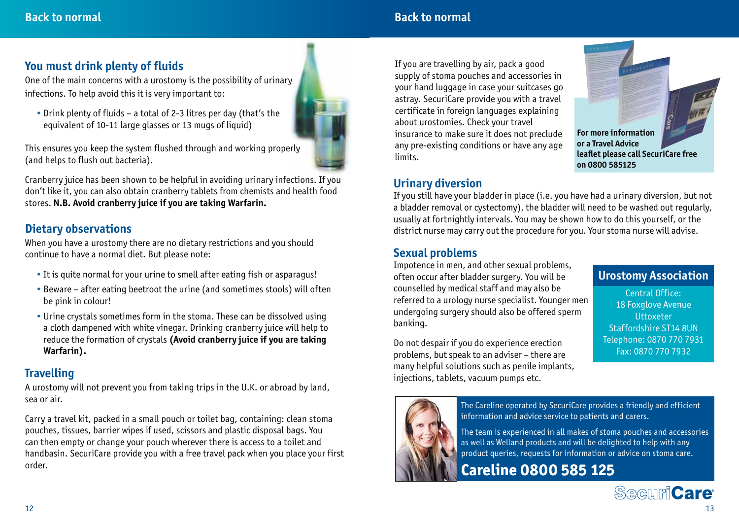## You must drink plenty of fluids

One of the main concerns with a urostomy is the possibility of urinary infections. To help avoid this it is very important to:

- Drink plenty of fluids – a total of 2-3 litres per day (that's the equivalent of 10-11 large glasses or 13 mugs of liquid)

This ensures you keep the system flushed through and working properly (and helps to flush out bacteria).

Cranberry juice has been shown to be helpful in avoiding urinary infections. If you don't like it, you can also obtain cranberry tablets from chemists and health food stores. **N.B. Avoid cranberry juice if you are taking Warfarin.**

## Dietary observations

When you have a urostomy there are no dietary restrictions and you should continue to have a normal diet. But please note:

- It is quite normal for your urine to smell after eating fish or asparagus!
- Beware – after eating beetroot the urine (and sometimes stools) will often be pink in colour!
- Urine crystals sometimes form in the stoma. These can be dissolved using a cloth dampened with white vinegar. Drinking cranberry juice will help to reduce the formation of crystals **(Avoid cranberry juice if you are taking Warfarin).**

## Travelling

A urostomy will not prevent you from taking trips in the U.K. or abroad by land, sea or air.

Carry a travel kit, packed in a small pouch or toilet bag, containing: clean stoma pouches, tissues, barrier wipes if used, scissors and plastic disposal bags. You can then empty or change your pouch wherever there is access to a toilet and handbasin. SecuriCare provide you with a free travel pack when you place your first order.

If you are travelling by air, pack a good supply of stoma pouches and accessories in your hand luggage in case your suitcases go astray. SecuriCare provide you with a travel certificate in foreign languages explaining about urostomies. Check your travel insurance to make sure it does not preclude any pre-existing conditions or have any age limits.

**For more information or a Travel Advice leaflet please call SecuriCare free on 0800 585125**

## Urinary diversion

If you still have your bladder in place (i.e. you have had a urinary diversion, but not a bladder removal or cystectomy), the bladder will need to be washed out regularly, usually at fortnightly intervals. You may be shown how to do this yourself, or the district nurse may carry out the procedure for you. Your stoma nurse will advise.

## Sexual problems

Impotence in men, and other sexual problems, often occur after bladder surgery. You will be counselled by medical staff and may also be referred to a urology nurse specialist. Younger men undergoing surgery should also be offered sperm banking.

Do not despair if you do experience erection problems, but speak to an adviser – there are many helpful solutions such as penile implants, injections, tablets, vacuum pumps etc.

### Urostomy Association

Central Office:
18 Foxglove Avenue
Uttoxeter
Staffordshire ST14 8UN
Telephone: 0870 770 7931
Fax: 0870 770 7932

The Careline operated by SecuriCare provides a friendly and efficient information and advice service to patients and carers.

The team is experienced in all makes of stoma pouches and accessories as well as Welland products and will be delighted to help with any product queries, requests for information or advice on stoma care.

**Careline 0800 585 125**

SecuriCare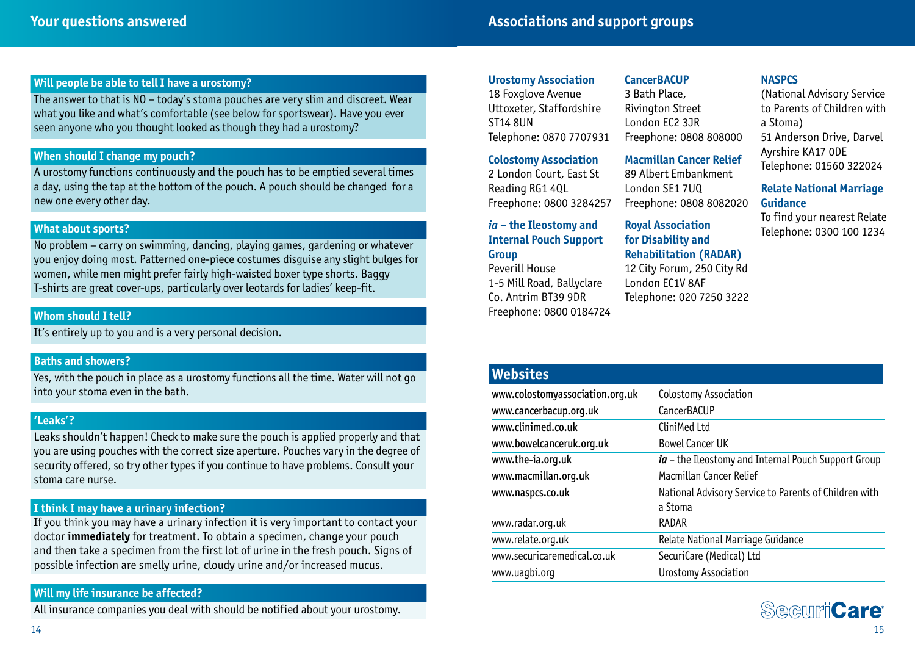## Your questions answered

### Will people be able to tell I have a urostomy?

The answer to that is NO – today's stoma pouches are very slim and discreet. Wear what you like and what's comfortable (see below for sportswear). Have you ever seen anyone who you thought looked as though they had a urostomy?

### When should I change my pouch?

A urostomy functions continuously and the pouch has to be emptied several times a day, using the tap at the bottom of the pouch. A pouch should be changed for a new one every other day.

### What about sports?

No problem – carry on swimming, dancing, playing games, gardening or whatever you enjoy doing most. Patterned one-piece costumes disguise any slight bulges for women, while men might prefer fairly high-waisted boxer type shorts. Baggy T-shirts are great cover-ups, particularly over leotards for ladies' keep-fit.

### Whom should I tell?

It's entirely up to you and is a very personal decision.

### Baths and showers?

Yes, with the pouch in place as a urostomy functions all the time. Water will not go into your stoma even in the bath.

### 'Leaks'?

Leaks shouldn't happen! Check to make sure the pouch is applied properly and that you are using pouches with the correct size aperture. Pouches vary in the degree of security offered, so try other types if you continue to have problems. Consult your stoma care nurse.

### I think I may have a urinary infection?

If you think you may have a urinary infection it is very important to contact your doctor **immediately** for treatment. To obtain a specimen, change your pouch and then take a specimen from the first lot of urine in the fresh pouch. Signs of possible infection are smelly urine, cloudy urine and/or increased mucus.

### Will my life insurance be affected?

All insurance companies you deal with should be notified about your urostomy.

## Associations and support groups

**Urostomy Association**
18 Foxglove Avenue
Uttoxeter, Staffordshire
ST14 8UN
Telephone: 0870 7707931

**Colostomy Association**
2 London Court, East St
Reading RG1 4QL
Freephone: 0800 3284257

***ia* – the Ileostomy and Internal Pouch Support Group**
Peverill House
1-5 Mill Road, Ballyclare
Co. Antrim BT39 9DR
Freephone: 0800 0184724

**CancerBACUP**
3 Bath Place,
Rivington Street
London EC2 3JR
Freephone: 0808 808000

**Macmillan Cancer Relief**
89 Albert Embankment
London SE1 7UQ
Freephone: 0808 8082020

**Royal Association for Disability and Rehabilitation (RADAR)**
12 City Forum, 250 City Rd
London EC1V 8AF
Telephone: 020 7250 3222

**NASPCS**
(National Advisory Service to Parents of Children with a Stoma)
51 Anderson Drive, Darvel
Ayrshire KA17 0DE
Telephone: 01560 322024

**Relate National Marriage Guidance**
To find your nearest Relate
Telephone: 0300 100 1234

### Websites

| Website | Organisation |
|---|---|
| **www.colostomyassociation.org.uk** | Colostomy Association |
| **www.cancerbacup.org.uk** | CancerBACUP |
| **www.clinimed.co.uk** | CliniMed Ltd |
| **www.bowelcanceruk.org.uk** | Bowel Cancer UK |
| **www.the-ia.org.uk** | ***ia*** – the Ileostomy and Internal Pouch Support Group |
| **www.macmillan.org.uk** | Macmillan Cancer Relief |
| **www.naspcs.co.uk** | National Advisory Service to Parents of Children with a Stoma |
| www.radar.org.uk | RADAR |
| www.relate.org.uk | Relate National Marriage Guidance |
| www.securicaremedical.co.uk | SecuriCare (Medical) Ltd |
| www.uagbi.org | Urostomy Association |

SecuriCare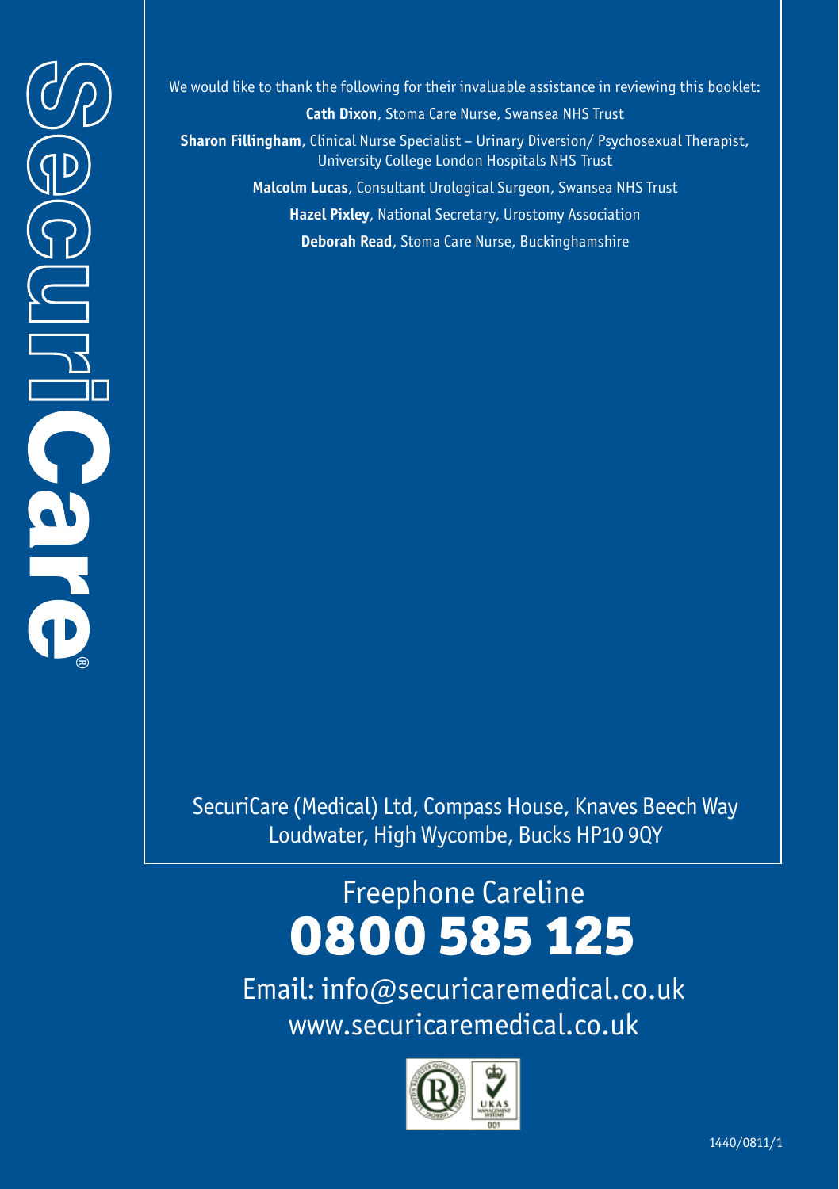SecuriCare®

We would like to thank the following for their invaluable assistance in reviewing this booklet:

**Cath Dixon**, Stoma Care Nurse, Swansea NHS Trust

**Sharon Fillingham**, Clinical Nurse Specialist – Urinary Diversion/ Psychosexual Therapist, University College London Hospitals NHS Trust

**Malcolm Lucas**, Consultant Urological Surgeon, Swansea NHS Trust

**Hazel Pixley**, National Secretary, Urostomy Association

**Deborah Read**, Stoma Care Nurse, Buckinghamshire

SecuriCare (Medical) Ltd, Compass House, Knaves Beech Way
Loudwater, High Wycombe, Bucks HP10 9QY

Freephone Careline

**0800 585 125**

Email: info@securicaremedical.co.uk
www.securicaremedical.co.uk

1440/0811/1